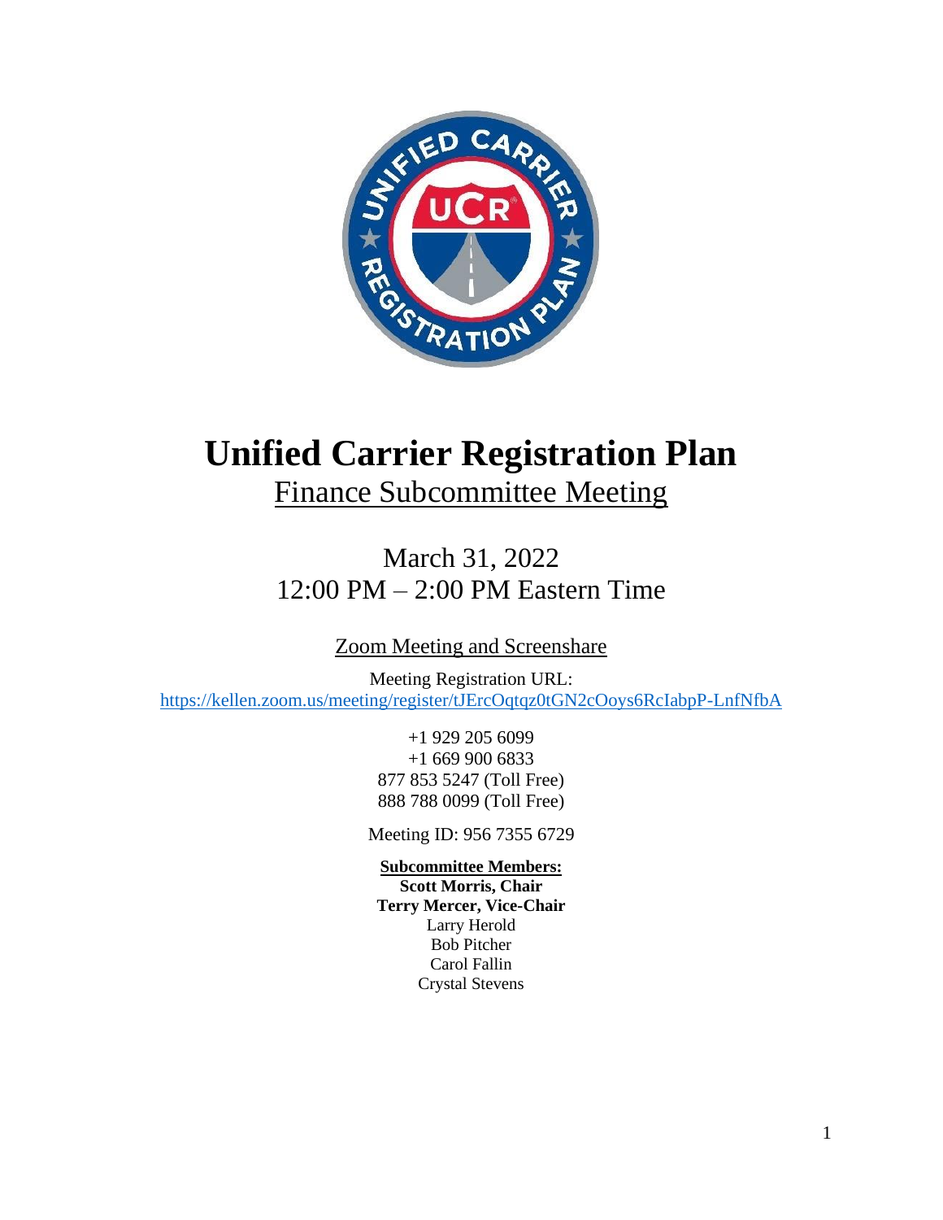# Unified Carrier Registration Plan

## Finance Subcommittee Meeting

March 31, 2022
12:00 PM – 2:00 PM Eastern Time

Zoom Meeting and Screenshare

Meeting Registration URL:
https://kellen.zoom.us/meeting/register/tJErcOqtqz0tGN2cOoys6RcIabpP-LnfNfbA

+1 929 205 6099
+1 669 900 6833
877 853 5247 (Toll Free)
888 788 0099 (Toll Free)

Meeting ID: 956 7355 6729

**Subcommittee Members:**
**Scott Morris, Chair**
**Terry Mercer, Vice-Chair**
Larry Herold
Bob Pitcher
Carol Fallin
Crystal Stevens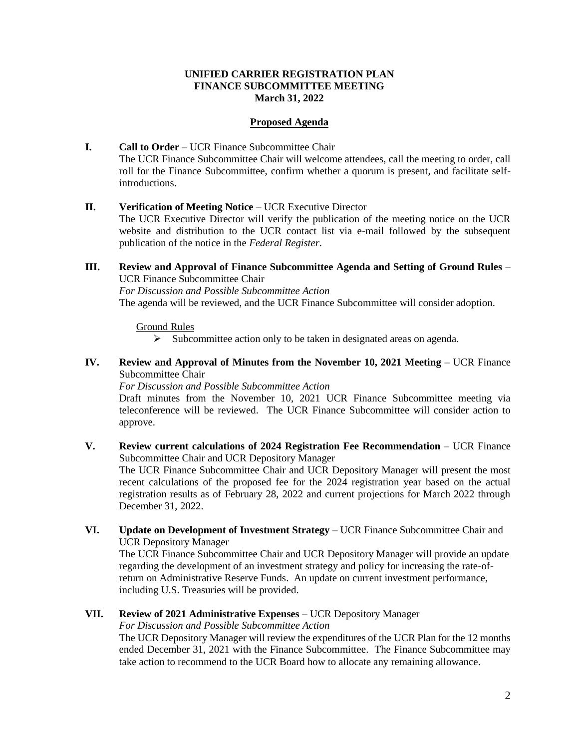**UNIFIED CARRIER REGISTRATION PLAN**
**FINANCE SUBCOMMITTEE MEETING**
**March 31, 2022**

## Proposed Agenda

**I. Call to Order** – UCR Finance Subcommittee Chair

The UCR Finance Subcommittee Chair will welcome attendees, call the meeting to order, call roll for the Finance Subcommittee, confirm whether a quorum is present, and facilitate self-introductions.

**II. Verification of Meeting Notice** – UCR Executive Director

The UCR Executive Director will verify the publication of the meeting notice on the UCR website and distribution to the UCR contact list via e-mail followed by the subsequent publication of the notice in the *Federal Register*.

**III. Review and Approval of Finance Subcommittee Agenda and Setting of Ground Rules** – UCR Finance Subcommittee Chair

*For Discussion and Possible Subcommittee Action*

The agenda will be reviewed, and the UCR Finance Subcommittee will consider adoption.

Ground Rules

- Subcommittee action only to be taken in designated areas on agenda.

**IV. Review and Approval of Minutes from the November 10, 2021 Meeting** – UCR Finance Subcommittee Chair

*For Discussion and Possible Subcommittee Action*

Draft minutes from the November 10, 2021 UCR Finance Subcommittee meeting via teleconference will be reviewed. The UCR Finance Subcommittee will consider action to approve.

**V. Review current calculations of 2024 Registration Fee Recommendation** – UCR Finance Subcommittee Chair and UCR Depository Manager

The UCR Finance Subcommittee Chair and UCR Depository Manager will present the most recent calculations of the proposed fee for the 2024 registration year based on the actual registration results as of February 28, 2022 and current projections for March 2022 through December 31, 2022.

**VI. Update on Development of Investment Strategy –** UCR Finance Subcommittee Chair and UCR Depository Manager

The UCR Finance Subcommittee Chair and UCR Depository Manager will provide an update regarding the development of an investment strategy and policy for increasing the rate-of-return on Administrative Reserve Funds. An update on current investment performance, including U.S. Treasuries will be provided.

**VII. Review of 2021 Administrative Expenses** – UCR Depository Manager

*For Discussion and Possible Subcommittee Action*

The UCR Depository Manager will review the expenditures of the UCR Plan for the 12 months ended December 31, 2021 with the Finance Subcommittee. The Finance Subcommittee may take action to recommend to the UCR Board how to allocate any remaining allowance.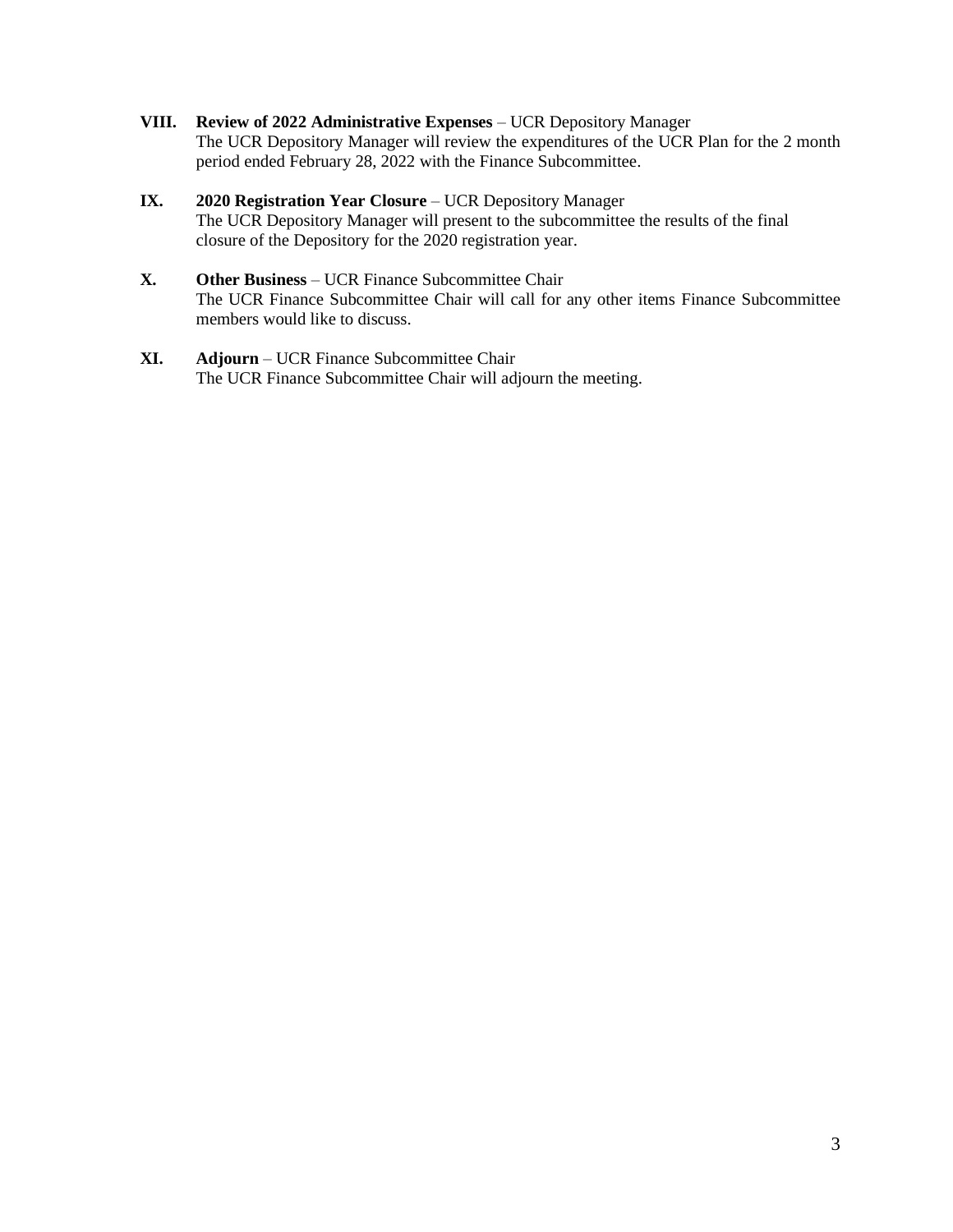**VIII.** **Review of 2022 Administrative Expenses** – UCR Depository Manager
The UCR Depository Manager will review the expenditures of the UCR Plan for the 2 month period ended February 28, 2022 with the Finance Subcommittee.

**IX.** **2020 Registration Year Closure** – UCR Depository Manager
The UCR Depository Manager will present to the subcommittee the results of the final closure of the Depository for the 2020 registration year.

**X.** **Other Business** – UCR Finance Subcommittee Chair
The UCR Finance Subcommittee Chair will call for any other items Finance Subcommittee members would like to discuss.

**XI.** **Adjourn** – UCR Finance Subcommittee Chair
The UCR Finance Subcommittee Chair will adjourn the meeting.